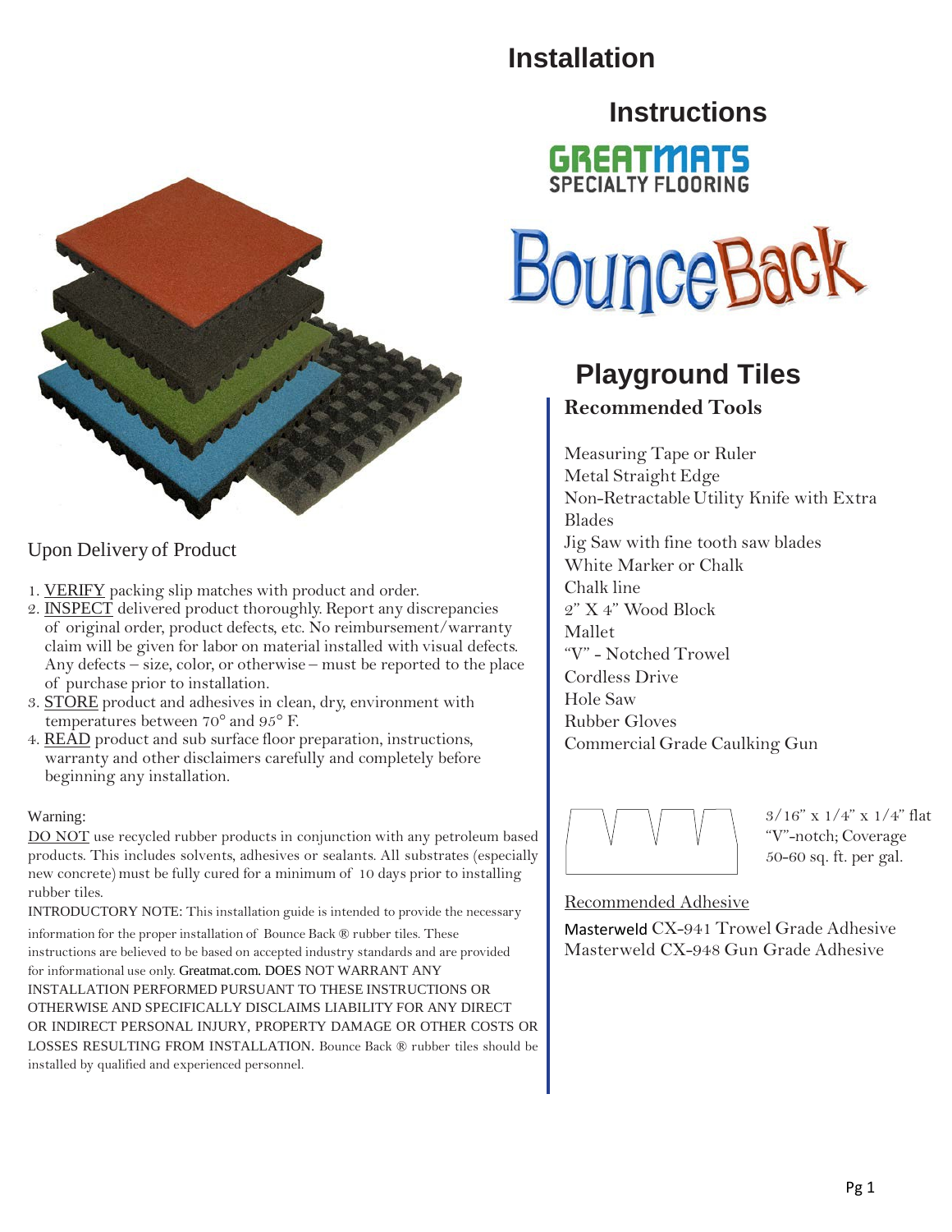# Installation

# Instructions

GREATMATS SPECIALTY FLOORING

# BounceBack

## Playground Tiles

### Recommended Tools

Measuring Tape or Ruler
Metal Straight Edge
Non-Retractable Utility Knife with Extra Blades
Jig Saw with fine tooth saw blades
White Marker or Chalk
Chalk line
2" X 4" Wood Block
Mallet
"V" - Notched Trowel
Cordless Drive
Hole Saw
Rubber Gloves
Commercial Grade Caulking Gun

3/16" x 1/4" x 1/4" flat "V"-notch; Coverage 50-60 sq. ft. per gal.

Recommended Adhesive

Masterweld CX-941 Trowel Grade Adhesive
Masterweld CX-948 Gun Grade Adhesive

## Upon Delivery of Product

1. VERIFY packing slip matches with product and order.
2. INSPECT delivered product thoroughly. Report any discrepancies of original order, product defects, etc. No reimbursement/warranty claim will be given for labor on material installed with visual defects. Any defects – size, color, or otherwise – must be reported to the place of purchase prior to installation.
3. STORE product and adhesives in clean, dry, environment with temperatures between 70° and 95° F.
4. READ product and sub surface floor preparation, instructions, warranty and other disclaimers carefully and completely before beginning any installation.

Warning:

DO NOT use recycled rubber products in conjunction with any petroleum based products. This includes solvents, adhesives or sealants. All substrates (especially new concrete) must be fully cured for a minimum of 10 days prior to installing rubber tiles.

INTRODUCTORY NOTE: This installation guide is intended to provide the necessary information for the proper installation of Bounce Back ® rubber tiles. These instructions are believed to be based on accepted industry standards and are provided for informational use only. Greatmat.com. DOES NOT WARRANT ANY INSTALLATION PERFORMED PURSUANT TO THESE INSTRUCTIONS OR OTHERWISE AND SPECIFICALLY DISCLAIMS LIABILITY FOR ANY DIRECT OR INDIRECT PERSONAL INJURY, PROPERTY DAMAGE OR OTHER COSTS OR LOSSES RESULTING FROM INSTALLATION. Bounce Back ® rubber tiles should be installed by qualified and experienced personnel.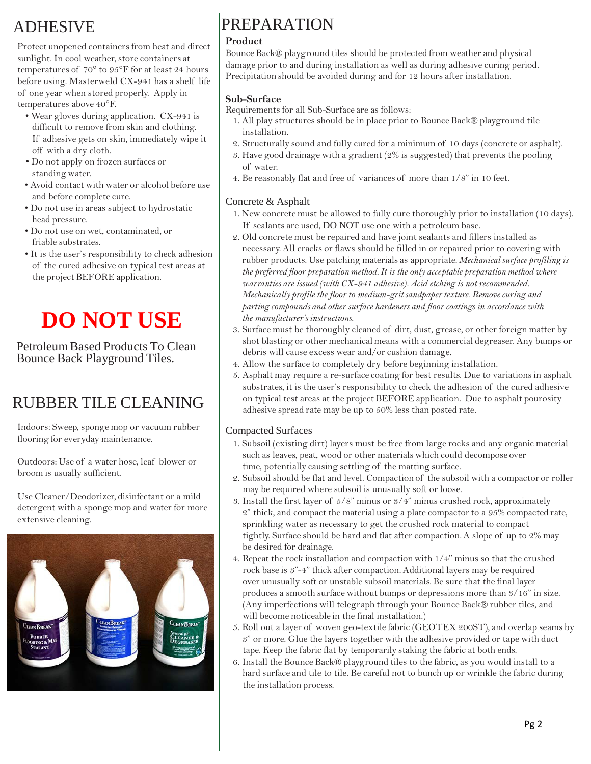# ADHESIVE

Protect unopened containers from heat and direct sunlight. In cool weather, store containers at temperatures of 70° to 95°F for at least 24 hours before using. Masterweld CX-941 has a shelf life of one year when stored properly. Apply in temperatures above 40°F.

- Wear gloves during application. CX-941 is difficult to remove from skin and clothing. If adhesive gets on skin, immediately wipe it off with a dry cloth.
- Do not apply on frozen surfaces or standing water.
- Avoid contact with water or alcohol before use and before complete cure.
- Do not use in areas subject to hydrostatic head pressure.
- Do not use on wet, contaminated, or friable substrates.
- It is the user's responsibility to check adhesion of the cured adhesive on typical test areas at the project BEFORE application.

## DO NOT USE

Petroleum Based Products To Clean Bounce Back Playground Tiles.

# RUBBER TILE CLEANING

Indoors: Sweep, sponge mop or vacuum rubber flooring for everyday maintenance.

Outdoors: Use of a water hose, leaf blower or broom is usually sufficient.

Use Cleaner/Deodorizer, disinfectant or a mild detergent with a sponge mop and water for more extensive cleaning.

# PREPARATION

### Product

Bounce Back® playground tiles should be protected from weather and physical damage prior to and during installation as well as during adhesive curing period. Precipitation should be avoided during and for 12 hours after installation.

### Sub-Surface

Requirements for all Sub-Surface are as follows:

1. All play structures should be in place prior to Bounce Back® playground tile installation.
2. Structurally sound and fully cured for a minimum of 10 days (concrete or asphalt).
3. Have good drainage with a gradient (2% is suggested) that prevents the pooling of water.
4. Be reasonably flat and free of variances of more than 1/8" in 10 feet.

### Concrete & Asphalt

1. New concrete must be allowed to fully cure thoroughly prior to installation (10 days). If sealants are used, <u>DO NOT</u> use one with a petroleum base.
2. Old concrete must be repaired and have joint sealants and fillers installed as necessary. All cracks or flaws should be filled in or repaired prior to covering with rubber products. Use patching materials as appropriate. *Mechanical surface profiling is the preferred floor preparation method. It is the only acceptable preparation method where warranties are issued (with CX-941 adhesive). Acid etching is not recommended. Mechanically profile the floor to medium-grit sandpaper texture. Remove curing and parting compounds and other surface hardeners and floor coatings in accordance with the manufacturer's instructions.*
3. Surface must be thoroughly cleaned of dirt, dust, grease, or other foreign matter by shot blasting or other mechanical means with a commercial degreaser. Any bumps or debris will cause excess wear and/or cushion damage.
4. Allow the surface to completely dry before beginning installation.
5. Asphalt may require a re-surface coating for best results. Due to variations in asphalt substrates, it is the user's responsibility to check the adhesion of the cured adhesive on typical test areas at the project BEFORE application. Due to asphalt pourosity adhesive spread rate may be up to 50% less than posted rate.

### Compacted Surfaces

1. Subsoil (existing dirt) layers must be free from large rocks and any organic material such as leaves, peat, wood or other materials which could decompose over time, potentially causing settling of the matting surface.
2. Subsoil should be flat and level. Compaction of the subsoil with a compactor or roller may be required where subsoil is unusually soft or loose.
3. Install the first layer of 5/8" minus or 3/4" minus crushed rock, approximately 2" thick, and compact the material using a plate compactor to a 95% compacted rate, sprinkling water as necessary to get the crushed rock material to compact tightly. Surface should be hard and flat after compaction. A slope of up to 2% may be desired for drainage.
4. Repeat the rock installation and compaction with 1/4" minus so that the crushed rock base is 3"-4" thick after compaction. Additional layers may be required over unusually soft or unstable subsoil materials. Be sure that the final layer produces a smooth surface without bumps or depressions more than 3/16" in size. (Any imperfections will telegraph through your Bounce Back® rubber tiles, and will become noticeable in the final installation.)
5. Roll out a layer of woven geo-textile fabric (GEOTEX 200ST), and overlap seams by 3" or more. Glue the layers together with the adhesive provided or tape with duct tape. Keep the fabric flat by temporarily staking the fabric at both ends.
6. Install the Bounce Back® playground tiles to the fabric, as you would install to a hard surface and tile to tile. Be careful not to bunch up or wrinkle the fabric during the installation process.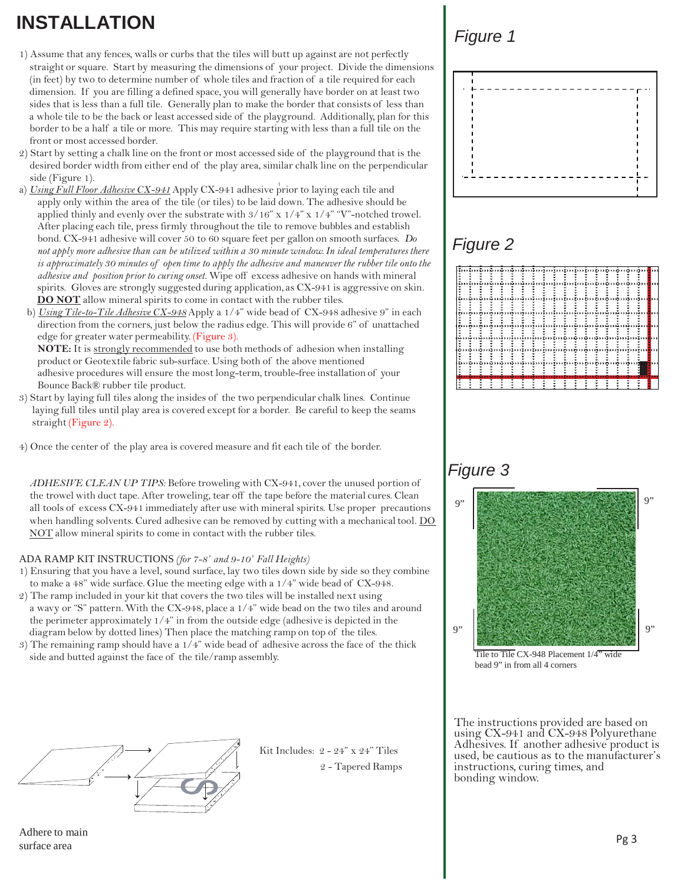# INSTALLATION

1) Assume that any fences, walls or curbs that the tiles will butt up against are not perfectly straight or square. Start by measuring the dimensions of your project. Divide the dimensions (in feet) by two to determine number of whole tiles and fraction of a tile required for each dimension. If you are filling a defined space, you will generally have border on at least two sides that is less than a full tile. Generally plan to make the border that consists of less than a whole tile to be the back or least accessed side of the playground. Additionally, plan for this border to be a half a tile or more. This may require starting with less than a full tile on the front or most accessed border.

2) Start by setting a chalk line on the front or most accessed side of the playground that is the desired border width from either end of the play area, similar chalk line on the perpendicular side (Figure 1).

a) *Using Full Floor Adhesive CX-941* Apply CX-941 adhesive prior to laying each tile and apply only within the area of the tile (or tiles) to be laid down. The adhesive should be applied thinly and evenly over the substrate with 3/16" x 1/4" x 1/4" "V"-notched trowel. After placing each tile, press firmly throughout the tile to remove bubbles and establish bond. CX-941 adhesive will cover 50 to 60 square feet per gallon on smooth surfaces. *Do not apply more adhesive than can be utilized within a 30 minute window. In ideal temperatures there is approximately 30 minutes of open time to apply the adhesive and maneuver the rubber tile onto the adhesive and position prior to curing onset.* Wipe off excess adhesive on hands with mineral spirits. Gloves are strongly suggested during application, as CX-941 is aggressive on skin. **DO NOT** allow mineral spirits to come in contact with the rubber tiles.

b) *Using Tile-to-Tile Adhesive CX-948* Apply a 1/4" wide bead of CX-948 adhesive 9" in each direction from the corners, just below the radius edge. This will provide 6" of unattached edge for greater water permeability. (Figure 3).

**NOTE:** It is strongly recommended to use both methods of adhesion when installing product or Geotextile fabric sub-surface. Using both of the above mentioned adhesive procedures will ensure the most long-term, trouble-free installation of your Bounce Back® rubber tile product.

3) Start by laying full tiles along the insides of the two perpendicular chalk lines. Continue laying full tiles until play area is covered except for a border. Be careful to keep the seams straight (Figure 2).

4) Once the center of the play area is covered measure and fit each tile of the border.

*ADHESIVE CLEAN UP TIPS:* Before troweling with CX-941, cover the unused portion of the trowel with duct tape. After troweling, tear off the tape before the material cures. Clean all tools of excess CX-941 immediately after use with mineral spirits. Use proper precautions when handling solvents. Cured adhesive can be removed by cutting with a mechanical tool. DO NOT allow mineral spirits to come in contact with the rubber tiles.

ADA RAMP KIT INSTRUCTIONS *(for 7-8' and 9-10' Fall Heights)*

1) Ensuring that you have a level, sound surface, lay two tiles down side by side so they combine to make a 48" wide surface. Glue the meeting edge with a 1/4" wide bead of CX-948.

2) The ramp included in your kit that covers the two tiles will be installed next using a wavy or "S" pattern. With the CX-948, place a 1/4" wide bead on the two tiles and around the perimeter approximately 1/4" in from the outside edge (adhesive is depicted in the diagram below by dotted lines) Then place the matching ramp on top of the tiles.

3) The remaining ramp should have a 1/4" wide bead of adhesive across the face of the thick side and butted against the face of the tile/ramp assembly.

Kit Includes: 2 - 24" x 24" Tiles
2 - Tapered Ramps

Adhere to main surface area

*Figure 1*

*Figure 2*

*Figure 3*

9" 9" 9" 9"

Tile to Tile CX-948 Placement 1/4" wide bead 9" in from all 4 corners

The instructions provided are based on using CX-941 and CX-948 Polyurethane Adhesives. If another adhesive product is used, be cautious as to the manufacturer's instructions, curing times, and bonding window.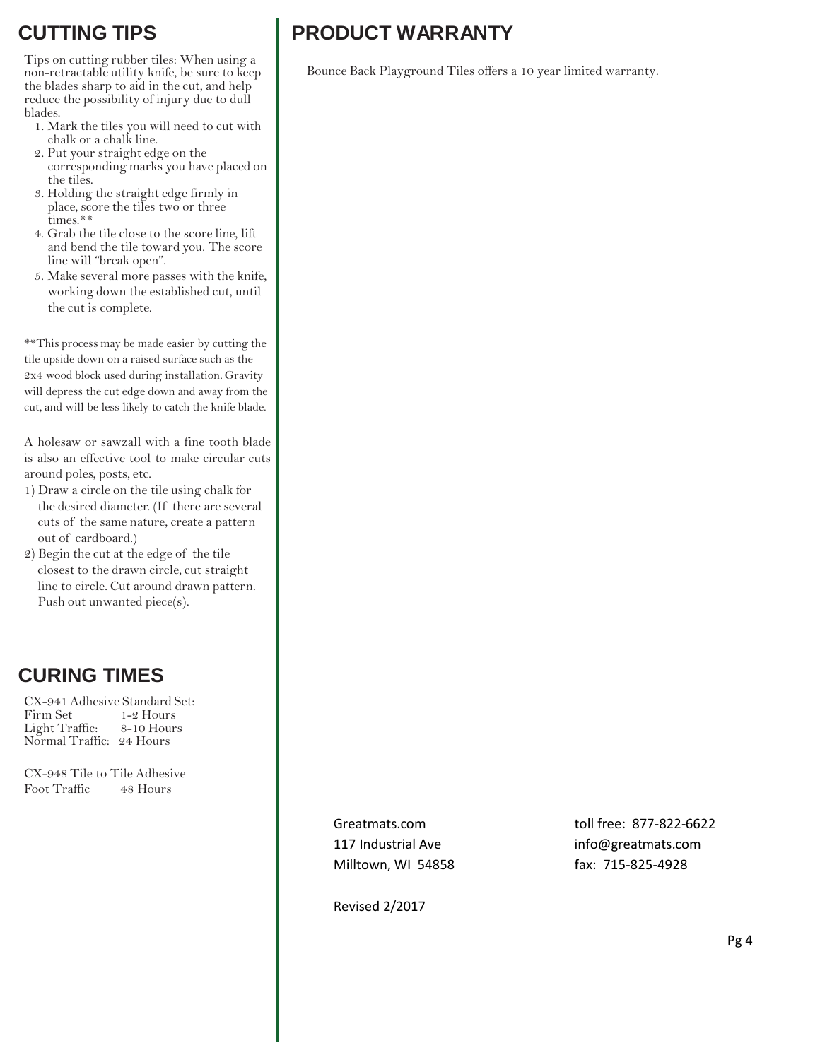## CUTTING TIPS

Tips on cutting rubber tiles: When using a non-retractable utility knife, be sure to keep the blades sharp to aid in the cut, and help reduce the possibility of injury due to dull blades.

1. Mark the tiles you will need to cut with chalk or a chalk line.
2. Put your straight edge on the corresponding marks you have placed on the tiles.
3. Holding the straight edge firmly in place, score the tiles two or three times.**
4. Grab the tile close to the score line, lift and bend the tile toward you. The score line will "break open".
5. Make several more passes with the knife, working down the established cut, until the cut is complete.

**This process may be made easier by cutting the tile upside down on a raised surface such as the 2x4 wood block used during installation. Gravity will depress the cut edge down and away from the cut, and will be less likely to catch the knife blade.

A holesaw or sawzall with a fine tooth blade is also an effective tool to make circular cuts around poles, posts, etc.

1) Draw a circle on the tile using chalk for the desired diameter. (If there are several cuts of the same nature, create a pattern out of cardboard.)
2) Begin the cut at the edge of the tile closest to the drawn circle, cut straight line to circle. Cut around drawn pattern. Push out unwanted piece(s).

## CURING TIMES

CX-941 Adhesive Standard Set:

| | |
|---|---|
| Firm Set | 1-2 Hours |
| Light Traffic: | 8-10 Hours |
| Normal Traffic: | 24 Hours |

CX-948 Tile to Tile Adhesive

| | |
|---|---|
| Foot Traffic | 48 Hours |

## PRODUCT WARRANTY

Bounce Back Playground Tiles offers a 10 year limited warranty.

Greatmats.com
117 Industrial Ave
Milltown, WI 54858

toll free: 877-822-6622
info@greatmats.com
fax: 715-825-4928

Revised 2/2017